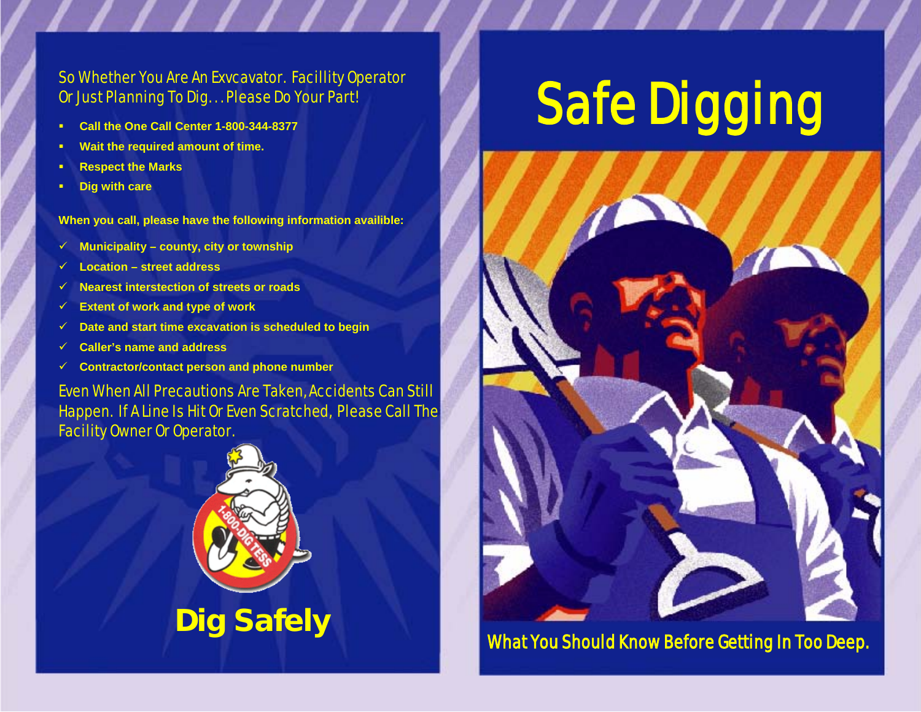So Whether You Are An Exvcavator. Facillity Operator Or Just Planning To Dig…Please Do Your Part!

- **Call the One Call Center 1-800-344-8377**
- **Wait the required amount of time.**
- **Respect the Marks**
- **Dig with care**

**When you call, please have the following information availible:**

- ✓ **Municipality – county, city or township**
- ✓ **Location – street address**
- ✓ **Nearest interstection of streets or roads**
- ✓ **Extent of work and type of work**
- ✓ **Date and start time excavation is scheduled to begin**
- ✓ **Caller's name and address**
- ✓ **Contractor/contact person and phone number**

Even When All Precautions Are Taken, Accidents Can Still Happen. If A Line Is Hit Or Even Scratched, Please Call The Facility Owner Or Operator.

**Dig Safely**

# Safe Digging

What You Should Know Before Getting In Too Deep.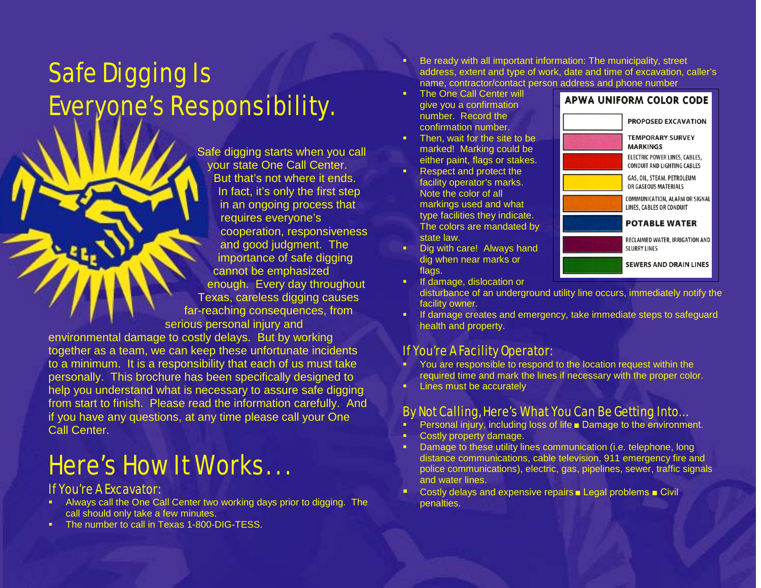# Safe Digging Is Everyone's Responsibility.

Safe digging starts when you call your state One Call Center. But that's not where it ends. In fact, it's only the first step in an ongoing process that requires everyone's cooperation, responsiveness and good judgment. The importance of safe digging cannot be emphasized enough. Every day throughout Texas, careless digging causes far-reaching consequences, from serious personal injury and environmental damage to costly delays. But by working together as a team, we can keep these unfortunate incidents to a minimum. It is a responsibility that each of us must take personally. This brochure has been specifically designed to help you understand what is necessary to assure safe digging from start to finish. Please read the information carefully. And if you have any questions, at any time please call your One Call Center.

# Here's How It Works…

## If You're A Excavator:

- Always call the One Call Center two working days prior to digging. The call should only take a few minutes.
- The number to call in Texas 1-800-DIG-TESS.
- Be ready with all important information: The municipality, street address, extent and type of work, date and time of excavation, caller's name, contractor/contact person address and phone number
- The One Call Center will give you a confirmation number. Record the confirmation number.
- Then, wait for the site to be marked! Marking could be either paint, flags or stakes.
- Respect and protect the facility operator's marks. Note the color of all markings used and what type facilities they indicate. The colors are mandated by state law.
- Dig with care! Always hand dig when near marks or flags.
- If damage, dislocation or disturbance of an underground utility line occurs, immediately notify the facility owner.
- If damage creates and emergency, take immediate steps to safeguard health and property.

**APWA UNIFORM COLOR CODE**

| Color | Meaning |
|---|---|
| White | PROPOSED EXCAVATION |
| Pink | TEMPORARY SURVEY MARKINGS |
| Red | ELECTRIC POWER LINES, CABLES, CONDUIT AND LIGHTING CABLES |
| Yellow | GAS, OIL, STEAM, PETROLEUM OR GASEOUS MATERIALS |
| Orange | COMMUNICATION, ALARM OR SIGNAL LINES, CABLES OR CONDUIT |
| Blue | POTABLE WATER |
| Purple | RECLAIMED WATER, IRRIGATION AND SLURRY LINES |
| Green | SEWERS AND DRAIN LINES |

## If You're A Facility Operator:

- You are responsible to respond to the location request within the required time and mark the lines if necessary with the proper color.
- Lines must be accurately

## By Not Calling, Here's What You Can Be Getting Into…

- Personal injury, including loss of life ■ Damage to the environment.
- Costly property damage.
- Damage to these utility lines communication (i.e. telephone, long distance communications, cable television, 911 emergency fire and police communications), electric, gas, pipelines, sewer, traffic signals and water lines.
- Costly delays and expensive repairs ■ Legal problems ■ Civil penalties.